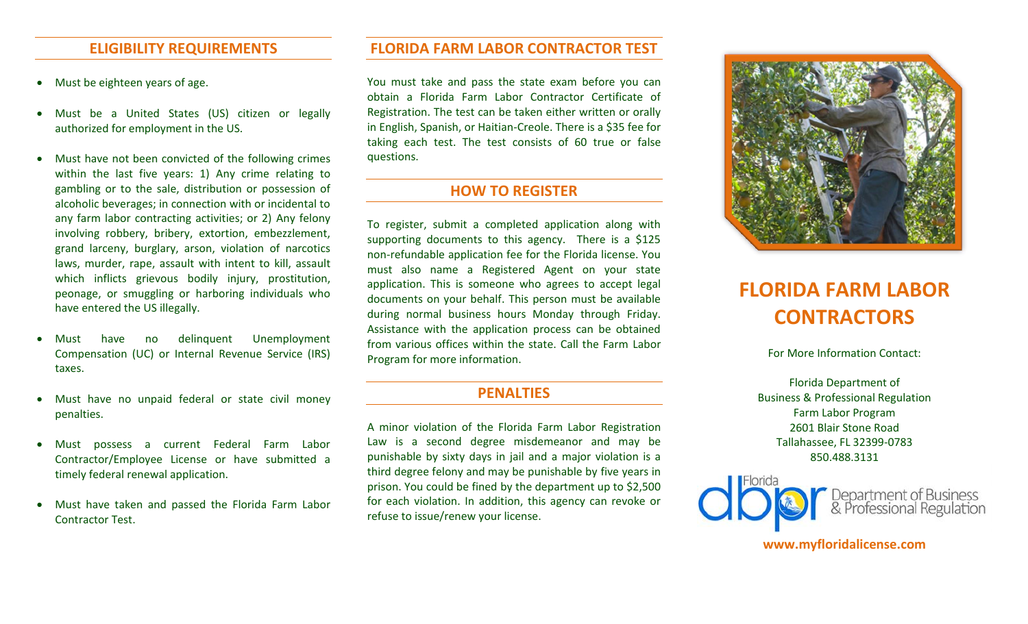## ELIGIBILITY REQUIREMENTS

- Must be eighteen years of age.
- Must be a United States (US) citizen or legally authorized for employment in the US.
- Must have not been convicted of the following crimes within the last five years: 1) Any crime relating to gambling or to the sale, distribution or possession of alcoholic beverages; in connection with or incidental to any farm labor contracting activities; or 2) Any felony involving robbery, bribery, extortion, embezzlement, grand larceny, burglary, arson, violation of narcotics laws, murder, rape, assault with intent to kill, assault which inflicts grievous bodily injury, prostitution, peonage, or smuggling or harboring individuals who have entered the US illegally.
- Must have no delinquent Unemployment Compensation (UC) or Internal Revenue Service (IRS) taxes.
- Must have no unpaid federal or state civil money penalties.
- Must possess a current Federal Farm Labor Contractor/Employee License or have submitted a timely federal renewal application.
- Must have taken and passed the Florida Farm Labor Contractor Test.

## FLORIDA FARM LABOR CONTRACTOR TEST

You must take and pass the state exam before you can obtain a Florida Farm Labor Contractor Certificate of Registration. The test can be taken either written or orally in English, Spanish, or Haitian-Creole. There is a $35 fee for taking each test. The test consists of 60 true or false questions.

## HOW TO REGISTER

To register, submit a completed application along with supporting documents to this agency. There is a $125 non-refundable application fee for the Florida license. You must also name a Registered Agent on your state application. This is someone who agrees to accept legal documents on your behalf. This person must be available during normal business hours Monday through Friday. Assistance with the application process can be obtained from various offices within the state. Call the Farm Labor Program for more information.

## PENALTIES

A minor violation of the Florida Farm Labor Registration Law is a second degree misdemeanor and may be punishable by sixty days in jail and a major violation is a third degree felony and may be punishable by five years in prison. You could be fined by the department up to $2,500 for each violation. In addition, this agency can revoke or refuse to issue/renew your license.

# FLORIDA FARM LABOR CONTRACTORS

For More Information Contact:

Florida Department of
Business & Professional Regulation
Farm Labor Program
2601 Blair Stone Road
Tallahassee, FL 32399-0783
850.488.3131

Florida dbpr Department of Business & Professional Regulation

www.myfloridalicense.com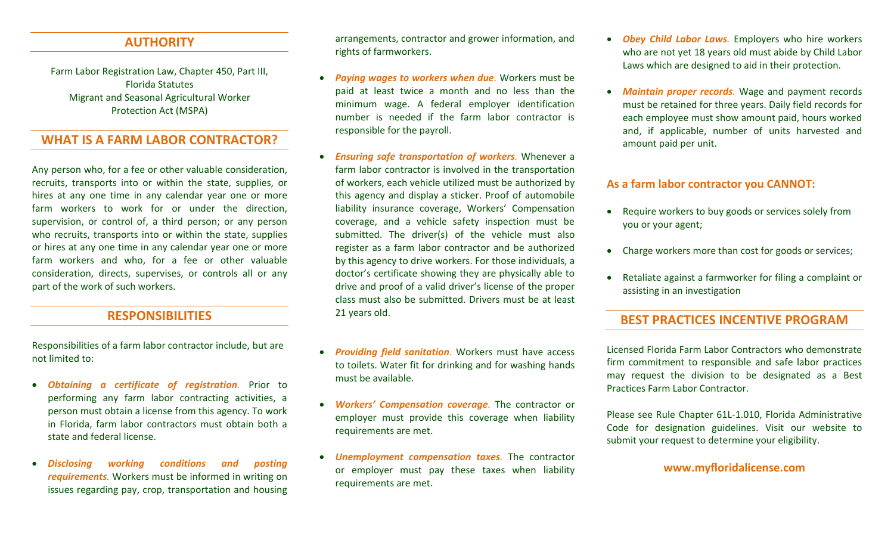## AUTHORITY

Farm Labor Registration Law, Chapter 450, Part III, Florida Statutes
Migrant and Seasonal Agricultural Worker Protection Act (MSPA)

## WHAT IS A FARM LABOR CONTRACTOR?

Any person who, for a fee or other valuable consideration, recruits, transports into or within the state, supplies, or hires at any one time in any calendar year one or more farm workers to work for or under the direction, supervision, or control of, a third person; or any person who recruits, transports into or within the state, supplies or hires at any one time in any calendar year one or more farm workers and who, for a fee or other valuable consideration, directs, supervises, or controls all or any part of the work of such workers.

## RESPONSIBILITIES

Responsibilities of a farm labor contractor include, but are not limited to:

- ***Obtaining a certificate of registration.*** Prior to performing any farm labor contracting activities, a person must obtain a license from this agency. To work in Florida, farm labor contractors must obtain both a state and federal license.
- ***Disclosing working conditions and posting requirements.*** Workers must be informed in writing on issues regarding pay, crop, transportation and housing arrangements, contractor and grower information, and rights of farmworkers.
- ***Paying wages to workers when due.*** Workers must be paid at least twice a month and no less than the minimum wage. A federal employer identification number is needed if the farm labor contractor is responsible for the payroll.
- ***Ensuring safe transportation of workers.*** Whenever a farm labor contractor is involved in the transportation of workers, each vehicle utilized must be authorized by this agency and display a sticker. Proof of automobile liability insurance coverage, Workers' Compensation coverage, and a vehicle safety inspection must be submitted. The driver(s) of the vehicle must also register as a farm labor contractor and be authorized by this agency to drive workers. For those individuals, a doctor's certificate showing they are physically able to drive and proof of a valid driver's license of the proper class must also be submitted. Drivers must be at least 21 years old.
- ***Providing field sanitation.*** Workers must have access to toilets. Water fit for drinking and for washing hands must be available.
- ***Workers' Compensation coverage.*** The contractor or employer must provide this coverage when liability requirements are met.
- ***Unemployment compensation taxes.*** The contractor or employer must pay these taxes when liability requirements are met.
- ***Obey Child Labor Laws.*** Employers who hire workers who are not yet 18 years old must abide by Child Labor Laws which are designed to aid in their protection.
- ***Maintain proper records.*** Wage and payment records must be retained for three years. Daily field records for each employee must show amount paid, hours worked and, if applicable, number of units harvested and amount paid per unit.

### As a farm labor contractor you CANNOT:

- Require workers to buy goods or services solely from you or your agent;
- Charge workers more than cost for goods or services;
- Retaliate against a farmworker for filing a complaint or assisting in an investigation

## BEST PRACTICES INCENTIVE PROGRAM

Licensed Florida Farm Labor Contractors who demonstrate firm commitment to responsible and safe labor practices may request the division to be designated as a Best Practices Farm Labor Contractor.

Please see Rule Chapter 61L-1.010, Florida Administrative Code for designation guidelines. Visit our website to submit your request to determine your eligibility.

**www.myfloridalicense.com**